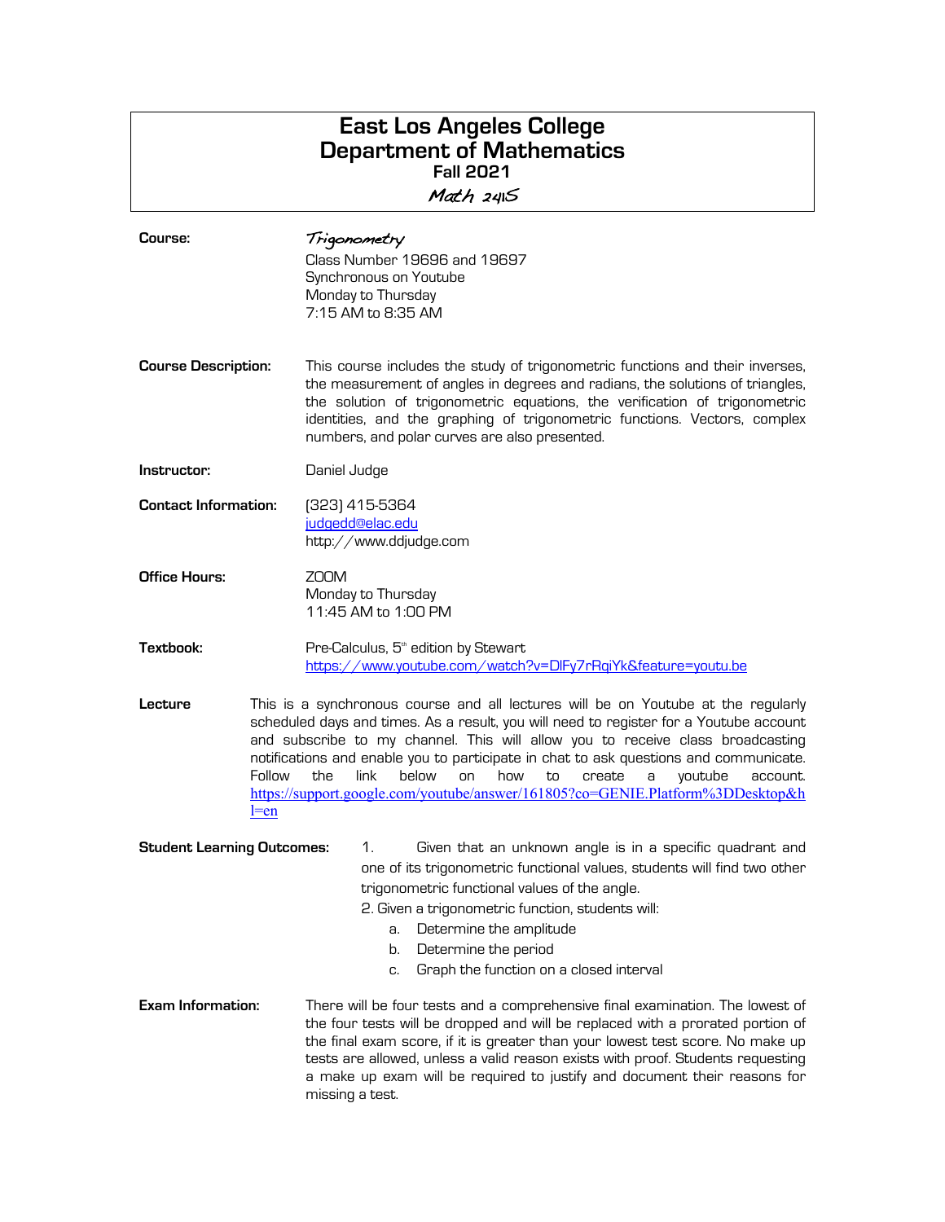# East Los Angeles College
# Department of Mathematics
### Fall 2021
### *Math 241S*

**Course:** *Trigonometry*
Class Number 19696 and 19697
Synchronous on Youtube
Monday to Thursday
7:15 AM to 8:35 AM

**Course Description:** This course includes the study of trigonometric functions and their inverses, the measurement of angles in degrees and radians, the solutions of triangles, the solution of trigonometric equations, the verification of trigonometric identities, and the graphing of trigonometric functions. Vectors, complex numbers, and polar curves are also presented.

**Instructor:** Daniel Judge

**Contact Information:** (323) 415-5364
judgedd@elac.edu
http://www.ddjudge.com

**Office Hours:** ZOOM
Monday to Thursday
11:45 AM to 1:00 PM

**Textbook:** Pre-Calculus, 5th edition by Stewart
https://www.youtube.com/watch?v=DlFy7rRqiYk&feature=youtu.be

**Lecture** This is a synchronous course and all lectures will be on Youtube at the regularly scheduled days and times. As a result, you will need to register for a Youtube account and subscribe to my channel. This will allow you to receive class broadcasting notifications and enable you to participate in chat to ask questions and communicate. Follow the link below on how to create a youtube account. https://support.google.com/youtube/answer/161805?co=GENIE.Platform%3DDesktop&hl=en

**Student Learning Outcomes:**

1. Given that an unknown angle is in a specific quadrant and one of its trigonometric functional values, students will find two other trigonometric functional values of the angle.
2. Given a trigonometric function, students will:
   a. Determine the amplitude
   b. Determine the period
   c. Graph the function on a closed interval

**Exam Information:** There will be four tests and a comprehensive final examination. The lowest of the four tests will be dropped and will be replaced with a prorated portion of the final exam score, if it is greater than your lowest test score. No make up tests are allowed, unless a valid reason exists with proof. Students requesting a make up exam will be required to justify and document their reasons for missing a test.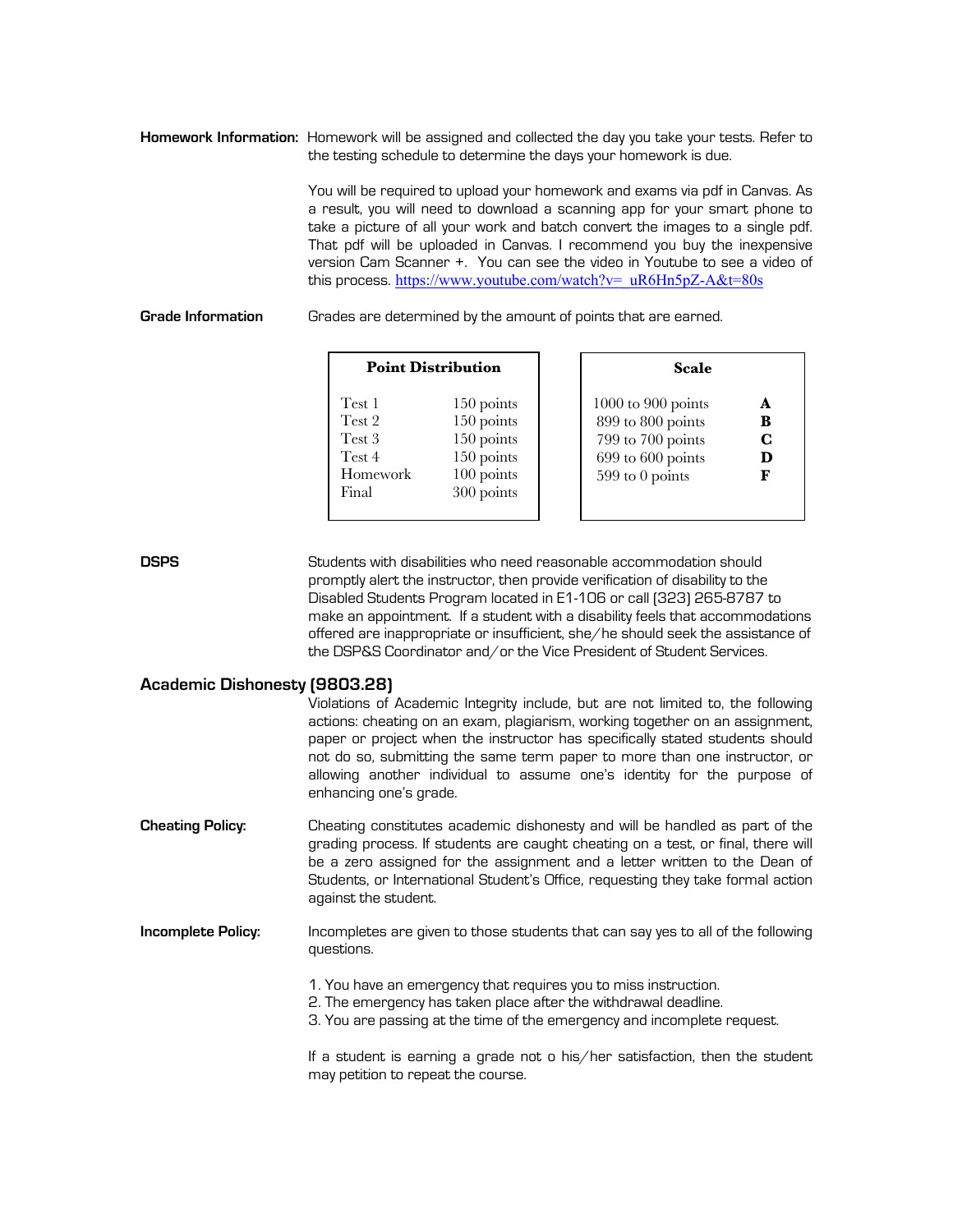**Homework Information:** Homework will be assigned and collected the day you take your tests. Refer to the testing schedule to determine the days your homework is due.

You will be required to upload your homework and exams via pdf in Canvas. As a result, you will need to download a scanning app for your smart phone to take a picture of all your work and batch convert the images to a single pdf. That pdf will be uploaded in Canvas. I recommend you buy the inexpensive version Cam Scanner +. You can see the video in Youtube to see a video of this process. https://www.youtube.com/watch?v=_uR6Hn5pZ-A&t=80s

**Grade Information**

Grades are determined by the amount of points that are earned.

| Point Distribution | |
|---|---|
| Test 1 | 150 points |
| Test 2 | 150 points |
| Test 3 | 150 points |
| Test 4 | 150 points |
| Homework | 100 points |
| Final | 300 points |

| Scale | |
|---|---|
| 1000 to 900 points | **A** |
| 899 to 800 points | **B** |
| 799 to 700 points | **C** |
| 699 to 600 points | **D** |
| 599 to 0 points | **F** |

**DSPS**

Students with disabilities who need reasonable accommodation should promptly alert the instructor, then provide verification of disability to the Disabled Students Program located in E1-106 or call (323) 265-8787 to make an appointment. If a student with a disability feels that accommodations offered are inappropriate or insufficient, she/he should seek the assistance of the DSP&S Coordinator and/or the Vice President of Student Services.

**Academic Dishonesty (9803.28)**

Violations of Academic Integrity include, but are not limited to, the following actions: cheating on an exam, plagiarism, working together on an assignment, paper or project when the instructor has specifically stated students should not do so, submitting the same term paper to more than one instructor, or allowing another individual to assume one's identity for the purpose of enhancing one's grade.

**Cheating Policy:**

Cheating constitutes academic dishonesty and will be handled as part of the grading process. If students are caught cheating on a test, or final, there will be a zero assigned for the assignment and a letter written to the Dean of Students, or International Student's Office, requesting they take formal action against the student.

**Incomplete Policy:**

Incompletes are given to those students that can say yes to all of the following questions.

1. You have an emergency that requires you to miss instruction.
2. The emergency has taken place after the withdrawal deadline.
3. You are passing at the time of the emergency and incomplete request.

If a student is earning a grade not o his/her satisfaction, then the student may petition to repeat the course.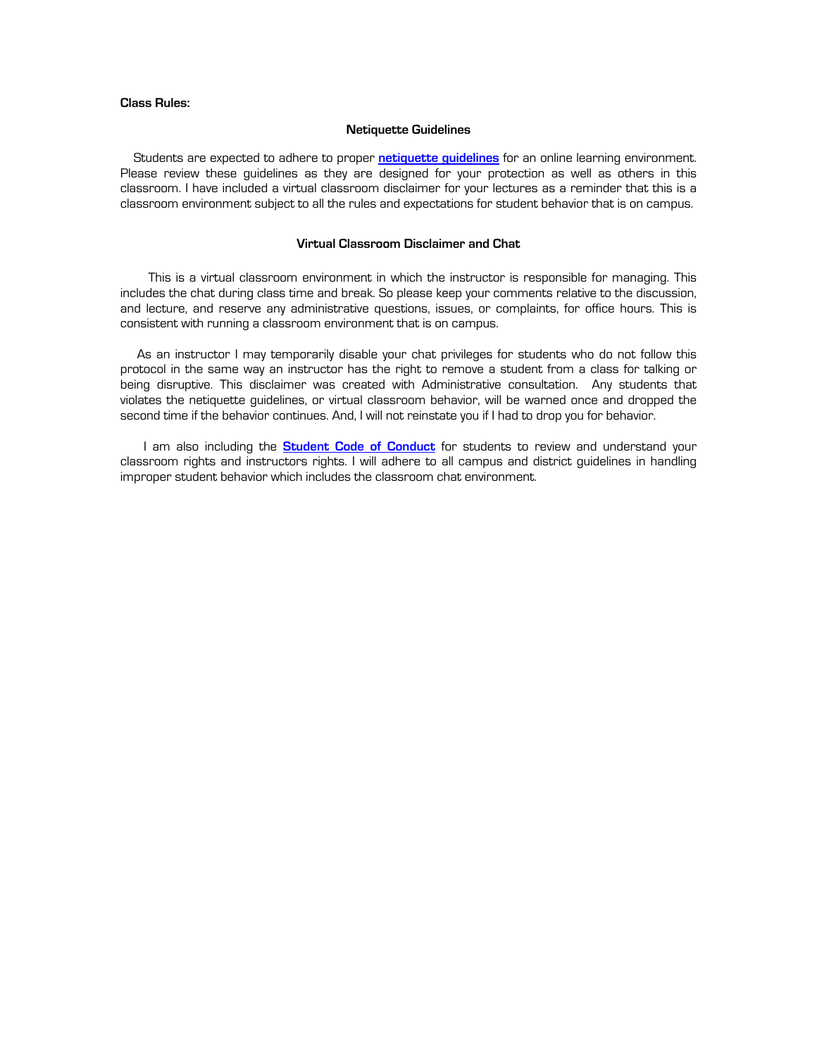**Class Rules:**

### Netiquette Guidelines

Students are expected to adhere to proper **netiquette guidelines** for an online learning environment. Please review these guidelines as they are designed for your protection as well as others in this classroom. I have included a virtual classroom disclaimer for your lectures as a reminder that this is a classroom environment subject to all the rules and expectations for student behavior that is on campus.

### Virtual Classroom Disclaimer and Chat

This is a virtual classroom environment in which the instructor is responsible for managing. This includes the chat during class time and break. So please keep your comments relative to the discussion, and lecture, and reserve any administrative questions, issues, or complaints, for office hours. This is consistent with running a classroom environment that is on campus.

As an instructor I may temporarily disable your chat privileges for students who do not follow this protocol in the same way an instructor has the right to remove a student from a class for talking or being disruptive. This disclaimer was created with Administrative consultation. Any students that violates the netiquette guidelines, or virtual classroom behavior, will be warned once and dropped the second time if the behavior continues. And, I will not reinstate you if I had to drop you for behavior.

I am also including the **Student Code of Conduct** for students to review and understand your classroom rights and instructors rights. I will adhere to all campus and district guidelines in handling improper student behavior which includes the classroom chat environment.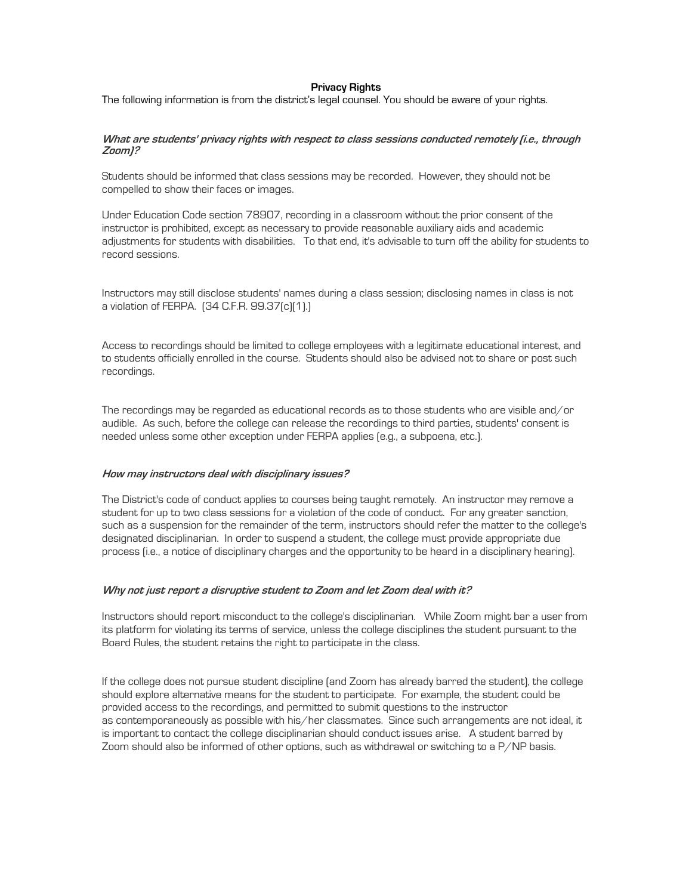**Privacy Rights**

The following information is from the district's legal counsel. You should be aware of your rights.

***What are students' privacy rights with respect to class sessions conducted remotely (i.e., through Zoom)?***

Students should be informed that class sessions may be recorded. However, they should not be compelled to show their faces or images.

Under Education Code section 78907, recording in a classroom without the prior consent of the instructor is prohibited, except as necessary to provide reasonable auxiliary aids and academic adjustments for students with disabilities. To that end, it's advisable to turn off the ability for students to record sessions.

Instructors may still disclose students' names during a class session; disclosing names in class is not a violation of FERPA. (34 C.F.R. 99.37(c)(1).)

Access to recordings should be limited to college employees with a legitimate educational interest, and to students officially enrolled in the course. Students should also be advised not to share or post such recordings.

The recordings may be regarded as educational records as to those students who are visible and/or audible. As such, before the college can release the recordings to third parties, students' consent is needed unless some other exception under FERPA applies (e.g., a subpoena, etc.).

***How may instructors deal with disciplinary issues?***

The District's code of conduct applies to courses being taught remotely. An instructor may remove a student for up to two class sessions for a violation of the code of conduct. For any greater sanction, such as a suspension for the remainder of the term, instructors should refer the matter to the college's designated disciplinarian. In order to suspend a student, the college must provide appropriate due process (i.e., a notice of disciplinary charges and the opportunity to be heard in a disciplinary hearing).

***Why not just report a disruptive student to Zoom and let Zoom deal with it?***

Instructors should report misconduct to the college's disciplinarian. While Zoom might bar a user from its platform for violating its terms of service, unless the college disciplines the student pursuant to the Board Rules, the student retains the right to participate in the class.

If the college does not pursue student discipline (and Zoom has already barred the student), the college should explore alternative means for the student to participate. For example, the student could be provided access to the recordings, and permitted to submit questions to the instructor as contemporaneously as possible with his/her classmates. Since such arrangements are not ideal, it is important to contact the college disciplinarian should conduct issues arise. A student barred by Zoom should also be informed of other options, such as withdrawal or switching to a P/NP basis.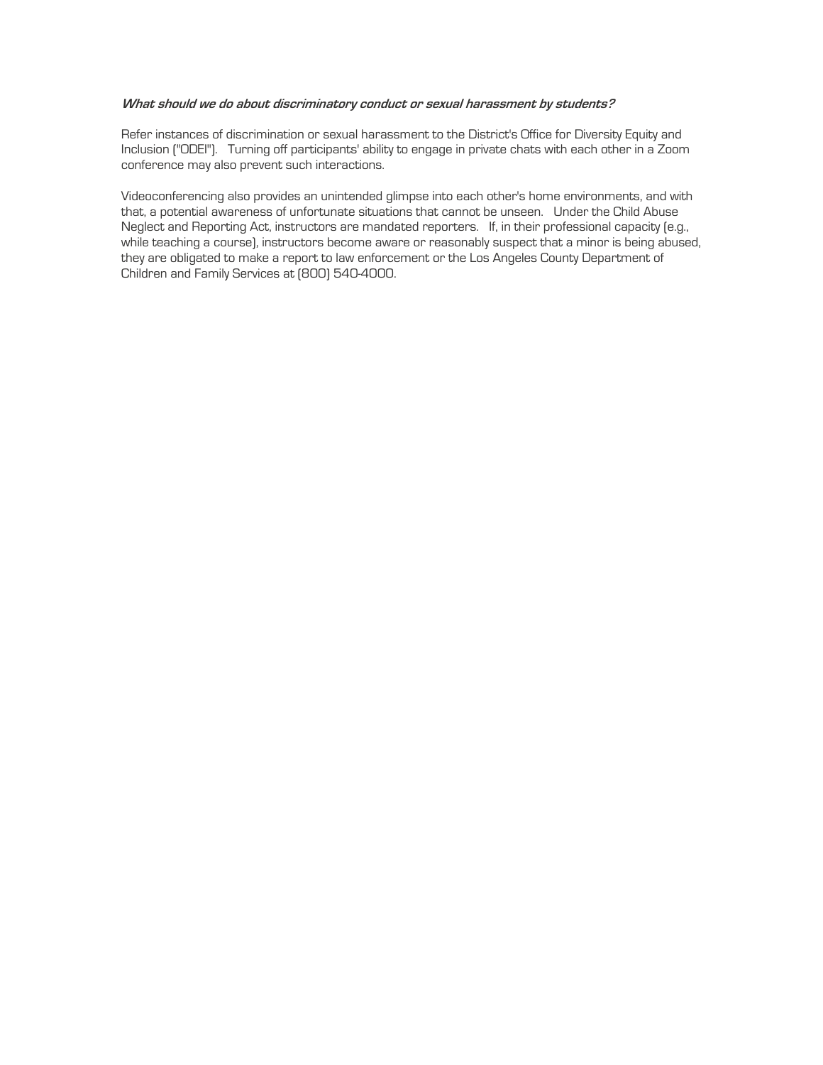***What should we do about discriminatory conduct or sexual harassment by students?***

Refer instances of discrimination or sexual harassment to the District's Office for Diversity Equity and Inclusion ("ODEI"). Turning off participants' ability to engage in private chats with each other in a Zoom conference may also prevent such interactions.

Videoconferencing also provides an unintended glimpse into each other's home environments, and with that, a potential awareness of unfortunate situations that cannot be unseen. Under the Child Abuse Neglect and Reporting Act, instructors are mandated reporters. If, in their professional capacity (e.g., while teaching a course), instructors become aware or reasonably suspect that a minor is being abused, they are obligated to make a report to law enforcement or the Los Angeles County Department of Children and Family Services at (800) 540-4000.